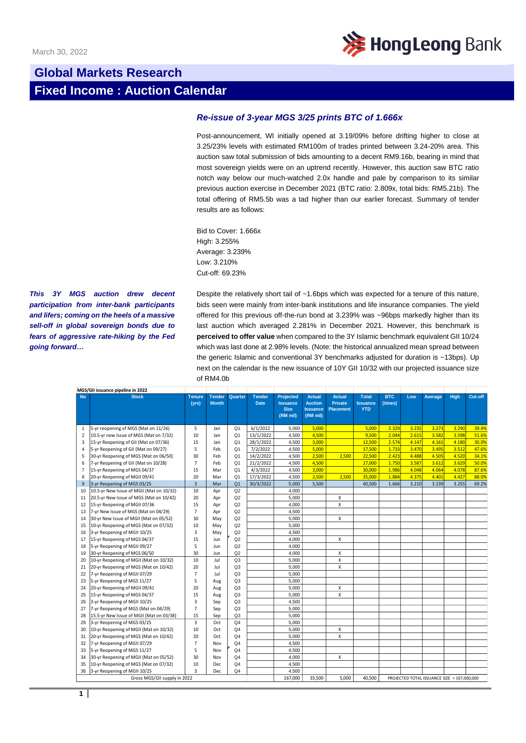March 30, 2022

# Global Markets Research

## Fixed Income : Auction Calendar

### *Re-issue of 3-year MGS 3/25 prints BTC of 1.666x*

Post-announcement, WI initially opened at 3.19/09% before drifting higher to close at 3.25/23% levels with estimated RM100m of trades printed between 3.24-20% area. This auction saw total submission of bids amounting to a decent RM9.16b, bearing in mind that most sovereign yields were on an uptrend recently. However, this auction saw BTC ratio notch way below our much-watched 2.0x handle and pale by comparison to its similar previous auction exercise in December 2021 (BTC ratio: 2.809x, total bids: RM5.21b). The total offering of RM5.5b was a tad higher than our earlier forecast. Summary of tender results are as follows:

Bid to Cover: 1.666x
High: 3.255%
Average: 3.239%
Low: 3.210%
Cut-off: 69.23%

***This 3Y MGS auction drew decent participation from inter-bank participants and lifers; coming on the heels of a massive sell-off in global sovereign bonds due to fears of aggressive rate-hiking by the Fed going forward…***

Despite the relatively short tail of ~1.6bps which was expected for a tenure of this nature, bids seen were mainly from inter-bank institutions and life insurance companies. The yield offered for this previous off-the-run bond at 3.239% was ~96bps markedly higher than its last auction which averaged 2.281% in December 2021. However, this benchmark is **perceived to offer value** when compared to the 3Y Islamic benchmark equivalent GII 10/24 which was last done at 2.98% levels. (Note: the historical annualized mean spread between the generic Islamic and conventional 3Y benchmarks adjusted for duration is ~13bps). Up next on the calendar is the new issuance of 10Y GII 10/32 with our projected issuance size of RM4.0b

MGS/GII issuance pipeline in 2022

| No | Stock | Tenure (yrs) | Tender Month | Quarter | Tender Date | Projected Issuance Size (RM mil) | Actual Auction Issuance (RM mil) | Actual Private Placement | Total Issuance YTD | BTC (times) | Low | Average | High | Cut-off |
|---|---|---|---|---|---|---|---|---|---|---|---|---|---|---|
| 1 | 5-yr reopening of MGS (Mat on 11/26) | 5 | Jan | Q1 | 6/1/2022 | 5,000 | 5,000 | | 5,000 | 2.329 | 3.235 | 3.273 | 3.290 | 39.4% |
| 2 | 10.5-yr new Issue of MGS (Mat on 7/32) | 10 | Jan | Q1 | 13/1/2022 | 4,500 | 4,500 | | 9,500 | 2.044 | 2.615 | 3.582 | 3.598 | 51.6% |
| 3 | 15-yr Reopening of GII (Mat on 07/36) | 15 | Jan | Q1 | 28/1/2022 | 4,500 | 3,000 | | 12,500 | 2.574 | 4.147 | 4.161 | 4.180 | 30.0% |
| 4 | 5-yr Reopening of GII (Mat on 09/27) | 5 | Feb | Q1 | 7/2/2022 | 4,500 | 5,000 | | 17,500 | 1.733 | 3.470 | 3.495 | 3.512 | 47.6% |
| 5 | 30-yr Reopening of MGS (Mat on 06/50) | 30 | Feb | Q1 | 14/2/2022 | 4,500 | 2,500 | 2,500 | 22,500 | 2.423 | 4.488 | 4.505 | 4.520 | 34.1% |
| 6 | 7-yr Reopening of GII (Mat on 10/28) | 7 | Feb | Q1 | 21/2/2022 | 4,500 | 4,500 | | 27,000 | 1.750 | 3.587 | 3.612 | 3.629 | 50.0% |
| 7 | 15-yr Reopening of MGS 04/37 | 15 | Mar | Q1 | 4/3/2022 | 4,500 | 3,000 | | 30,000 | 1.986 | 4.048 | 4.064 | 4.078 | 87.6% |
| 8 | 20-yr Reopening of MGII 09/41 | 20 | Mar | Q1 | 17/3/2022 | 4,500 | 2,500 | 2,500 | 35,000 | 1.884 | 4.375 | 4.401 | 4.427 | 88.0% |
| 9 | 3-yr Reopening of MGS 03/25 | 3 | Mar | Q1 | 30/3/2022 | 5,000 | 5,500 | | 40,500 | 1.666 | 3.210 | 3.239 | 3.255 | 69.2% |
| 10 | 10.5-yr New Issue of MGII (Mat on 10/32) | 10 | Apr | Q2 | | 4,000 | | | | | | | | |
| 11 | 20.5-yr New Issue of MGS (Mat on 10/42) | 20 | Apr | Q2 | | 5,000 | | X | | | | | | |
| 12 | 15-yr Reopening of MGII 07/36 | 15 | Apr | Q2 | | 4,000 | | X | | | | | | |
| 13 | 7-yr New Issue of MGS (Mat on 04/29) | 7 | Apr | Q2 | | 4,500 | | | | | | | | |
| 14 | 30-yr New Issue of MGII (Mat on 05/52) | 30 | May | Q2 | | 5,000 | | X | | | | | | |
| 15 | 10-yr Reopening of MGS (Mat on 07/32) | 10 | May | Q2 | | 5,000 | | | | | | | | |
| 16 | 3-yr Reopening of MGII 10/25 | 3 | May | Q2 | | 4,500 | | | | | | | | |
| 17 | 15-yr Reopening of MGS 04/37 | 15 | Jun | Q2 | | 4,000 | | X | | | | | | |
| 18 | 5-yr Reopening of MGII 09/27 | 5 | Jun | Q2 | | 4,000 | | | | | | | | |
| 19 | 30-yr Reopening of MGS 06/50 | 30 | Jun | Q2 | | 4,000 | | X | | | | | | |
| 20 | 10-yr Reopening of MGII (Mat on 10/32) | 10 | Jul | Q3 | | 5,000 | | X | | | | | | |
| 21 | 20-yr Reopening of MGS (Mat on 10/42) | 20 | Jul | Q3 | | 5,000 | | X | | | | | | |
| 22 | 7-yr Reopening of MGII 07/29 | 7 | Jul | Q3 | | 5,000 | | | | | | | | |
| 23 | 5-yr Reopening of MGS 11/27 | 5 | Aug | Q3 | | 5,000 | | | | | | | | |
| 24 | 20-yr Reopening of MGII 09/41 | 20 | Aug | Q3 | | 5,000 | | X | | | | | | |
| 25 | 15-yr Reopening of MGS 04/37 | 15 | Aug | Q3 | | 5,000 | | X | | | | | | |
| 26 | 3-yr Reopening of MGII 10/25 | 3 | Sep | Q3 | | 4,500 | | | | | | | | |
| 27 | 7-yr Reopening of MGS (Mat on 04/29) | 7 | Sep | Q3 | | 5,000 | | | | | | | | |
| 28 | 15.5-yr New Issue of MGII (Mat on 03/38) | 15 | Sep | Q3 | | 5,000 | | | | | | | | |
| 29 | 3-yr Reopening of MGS 03/25 | 3 | Oct | Q4 | | 5,000 | | | | | | | | |
| 30 | 10-yr Reopening of MGII (Mat on 10/32) | 10 | Oct | Q4 | | 5,000 | | X | | | | | | |
| 31 | 20-yr Reopening of MGS (Mat on 10/42) | 20 | Oct | Q4 | | 5,000 | | X | | | | | | |
| 32 | 7-yr Reopening of MGII 07/29 | 7 | Nov | Q4 | | 4,500 | | | | | | | | |
| 33 | 5-yr Reopening of MGS 11/27 | 5 | Nov | Q4 | | 4,500 | | | | | | | | |
| 34 | 30-yr Reopening of MGII (Mat on 05/52) | 30 | Nov | Q4 | | 4,000 | | X | | | | | | |
| 35 | 10-yr Reopening of MGS (Mat on 07/32) | 10 | Dec | Q4 | | 4,500 | | | | | | | | |
| 36 | 3-yr Reopening of MGII 10/25 | 3 | Dec | Q4 | | 4,500 | | | | | | | | |
| | Gross MGS/GII supply in 2022 | | | | | 167,000 | 35,500 | 5,000 | 40,500 | PROJECTED TOTAL ISSUANCE SIZE = 167,000,000 | | | | |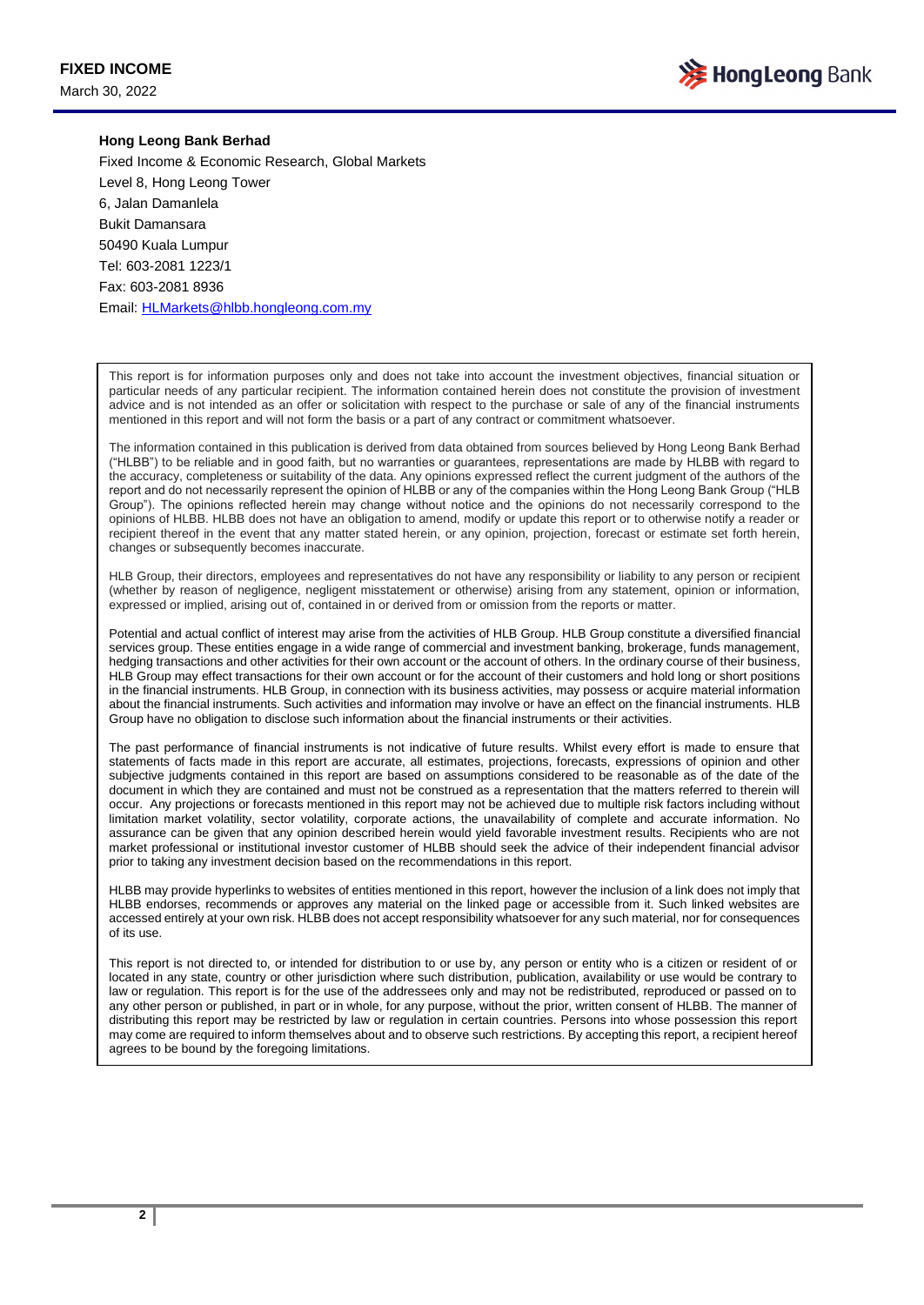**Hong Leong Bank Berhad**

Fixed Income & Economic Research, Global Markets
Level 8, Hong Leong Tower
6, Jalan Damanlela
Bukit Damansara
50490 Kuala Lumpur
Tel: 603-2081 1223/1
Fax: 603-2081 8936
Email: HLMarkets@hlbb.hongleong.com.my

This report is for information purposes only and does not take into account the investment objectives, financial situation or particular needs of any particular recipient. The information contained herein does not constitute the provision of investment advice and is not intended as an offer or solicitation with respect to the purchase or sale of any of the financial instruments mentioned in this report and will not form the basis or a part of any contract or commitment whatsoever.

The information contained in this publication is derived from data obtained from sources believed by Hong Leong Bank Berhad ("HLBB") to be reliable and in good faith, but no warranties or guarantees, representations are made by HLBB with regard to the accuracy, completeness or suitability of the data. Any opinions expressed reflect the current judgment of the authors of the report and do not necessarily represent the opinion of HLBB or any of the companies within the Hong Leong Bank Group ("HLB Group"). The opinions reflected herein may change without notice and the opinions do not necessarily correspond to the opinions of HLBB. HLBB does not have an obligation to amend, modify or update this report or to otherwise notify a reader or recipient thereof in the event that any matter stated herein, or any opinion, projection, forecast or estimate set forth herein, changes or subsequently becomes inaccurate.

HLB Group, their directors, employees and representatives do not have any responsibility or liability to any person or recipient (whether by reason of negligence, negligent misstatement or otherwise) arising from any statement, opinion or information, expressed or implied, arising out of, contained in or derived from or omission from the reports or matter.

Potential and actual conflict of interest may arise from the activities of HLB Group. HLB Group constitute a diversified financial services group. These entities engage in a wide range of commercial and investment banking, brokerage, funds management, hedging transactions and other activities for their own account or the account of others. In the ordinary course of their business, HLB Group may effect transactions for their own account or for the account of their customers and hold long or short positions in the financial instruments. HLB Group, in connection with its business activities, may possess or acquire material information about the financial instruments. Such activities and information may involve or have an effect on the financial instruments. HLB Group have no obligation to disclose such information about the financial instruments or their activities.

The past performance of financial instruments is not indicative of future results. Whilst every effort is made to ensure that statements of facts made in this report are accurate, all estimates, projections, forecasts, expressions of opinion and other subjective judgments contained in this report are based on assumptions considered to be reasonable as of the date of the document in which they are contained and must not be construed as a representation that the matters referred to therein will occur. Any projections or forecasts mentioned in this report may not be achieved due to multiple risk factors including without limitation market volatility, sector volatility, corporate actions, the unavailability of complete and accurate information. No assurance can be given that any opinion described herein would yield favorable investment results. Recipients who are not market professional or institutional investor customer of HLBB should seek the advice of their independent financial advisor prior to taking any investment decision based on the recommendations in this report.

HLBB may provide hyperlinks to websites of entities mentioned in this report, however the inclusion of a link does not imply that HLBB endorses, recommends or approves any material on the linked page or accessible from it. Such linked websites are accessed entirely at your own risk. HLBB does not accept responsibility whatsoever for any such material, nor for consequences of its use.

This report is not directed to, or intended for distribution to or use by, any person or entity who is a citizen or resident of or located in any state, country or other jurisdiction where such distribution, publication, availability or use would be contrary to law or regulation. This report is for the use of the addressees only and may not be redistributed, reproduced or passed on to any other person or published, in part or in whole, for any purpose, without the prior, written consent of HLBB. The manner of distributing this report may be restricted by law or regulation in certain countries. Persons into whose possession this report may come are required to inform themselves about and to observe such restrictions. By accepting this report, a recipient hereof agrees to be bound by the foregoing limitations.